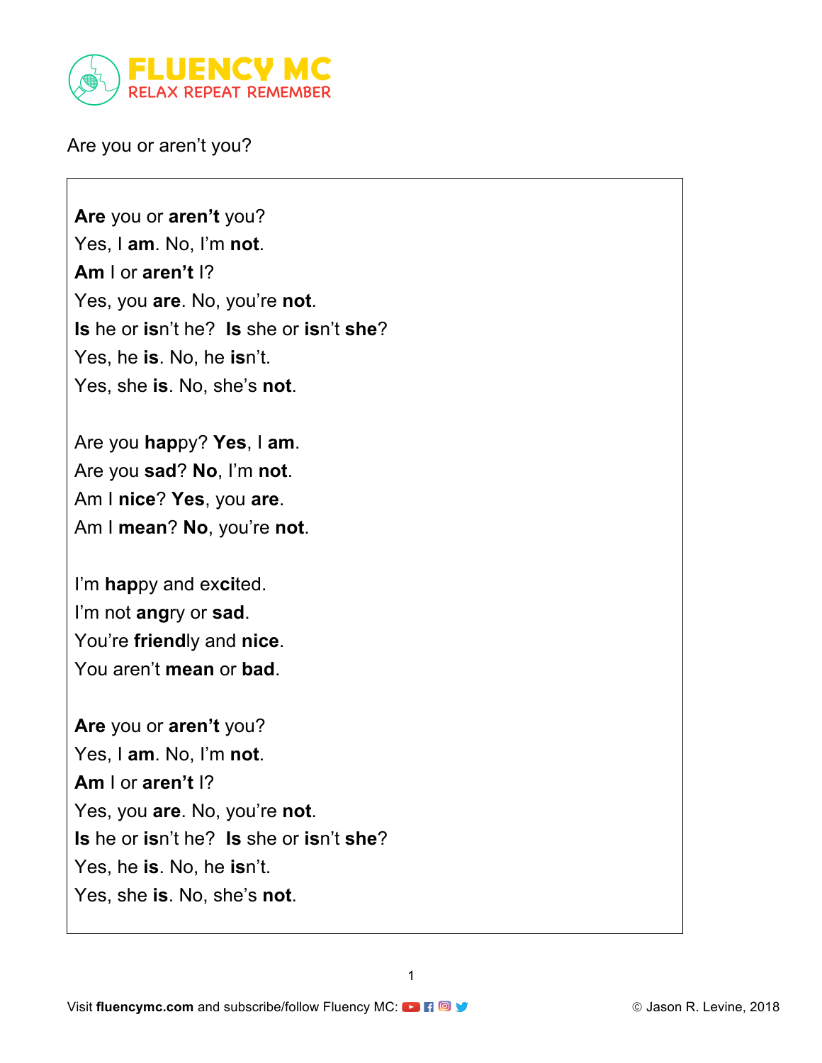Are you or aren't you?

**Are** you or **aren't** you?
Yes, I **am**. No, I'm **not**.
**Am** I or **aren't** I?
Yes, you **are**. No, you're **not**.
**Is** he or **is**n't he? **Is** she or **is**n't **she**?
Yes, he **is**. No, he **is**n't.
Yes, she **is**. No, she's **not**.

Are you **hap**py? **Yes**, I **am**.
Are you **sad**? **No**, I'm **not**.
Am I **nice**? **Yes**, you **are**.
Am I **mean**? **No**, you're **not**.

I'm **hap**py and ex**ci**ted.
I'm not **an**gry or **sad**.
You're **friend**ly and **nice**.
You aren't **mean** or **bad**.

**Are** you or **aren't** you?
Yes, I **am**. No, I'm **not**.
**Am** I or **aren't** I?
Yes, you **are**. No, you're **not**.
**Is** he or **is**n't he? **Is** she or **is**n't **she**?
Yes, he **is**. No, he **is**n't.
Yes, she **is**. No, she's **not**.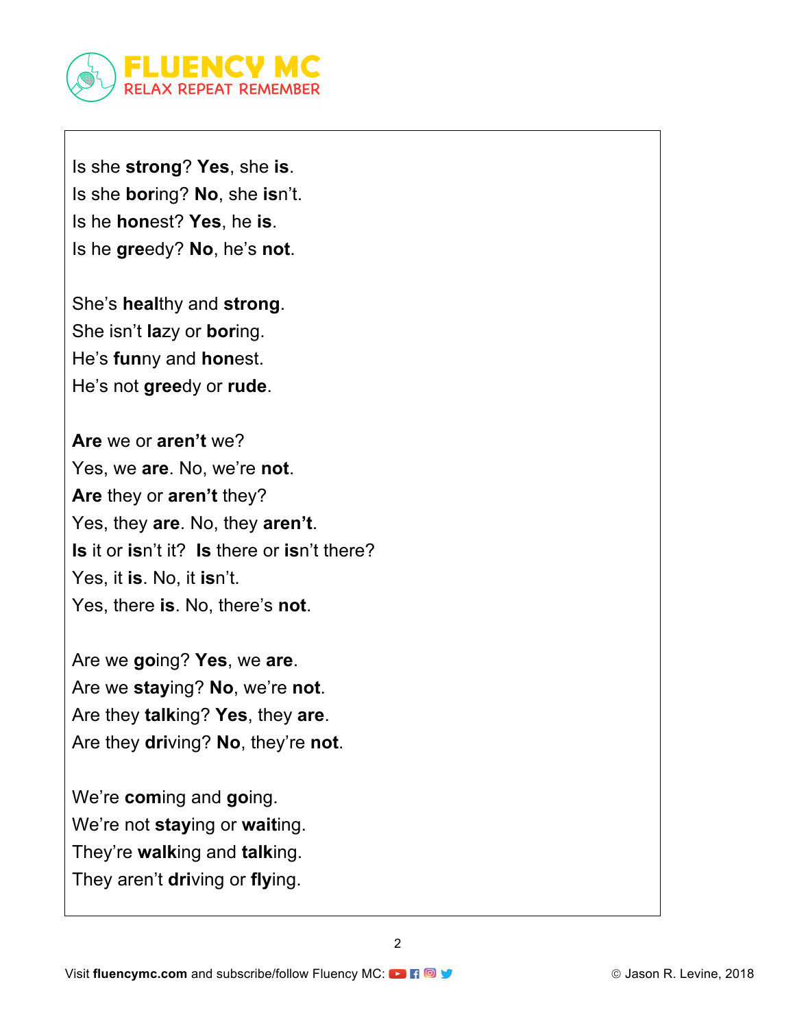Is she **strong**? **Yes**, she **is**.
Is she **bor**ing? **No**, she **is**n't.
Is he **hon**est? **Yes**, he **is**.
Is he **gre**edy? **No**, he's **not**.

She's **heal**thy and **strong**.
She isn't **la**zy or **bor**ing.
He's **fun**ny and **hon**est.
He's not **gree**dy or **rude**.

**Are** we or **aren't** we?
Yes, we **are**. No, we're **not**.
**Are** they or **aren't** they?
Yes, they **are**. No, they **aren't**.
**Is** it or **is**n't it? **Is** there or **is**n't there?
Yes, it **is**. No, it **is**n't.
Yes, there **is**. No, there's **not**.

Are we **go**ing? **Yes**, we **are**.
Are we **stay**ing? **No**, we're **not**.
Are they **talk**ing? **Yes**, they **are**.
Are they **dri**ving? **No**, they're **not**.

We're **com**ing and **go**ing.
We're not **stay**ing or **wait**ing.
They're **walk**ing and **talk**ing.
They aren't **dri**ving or **fly**ing.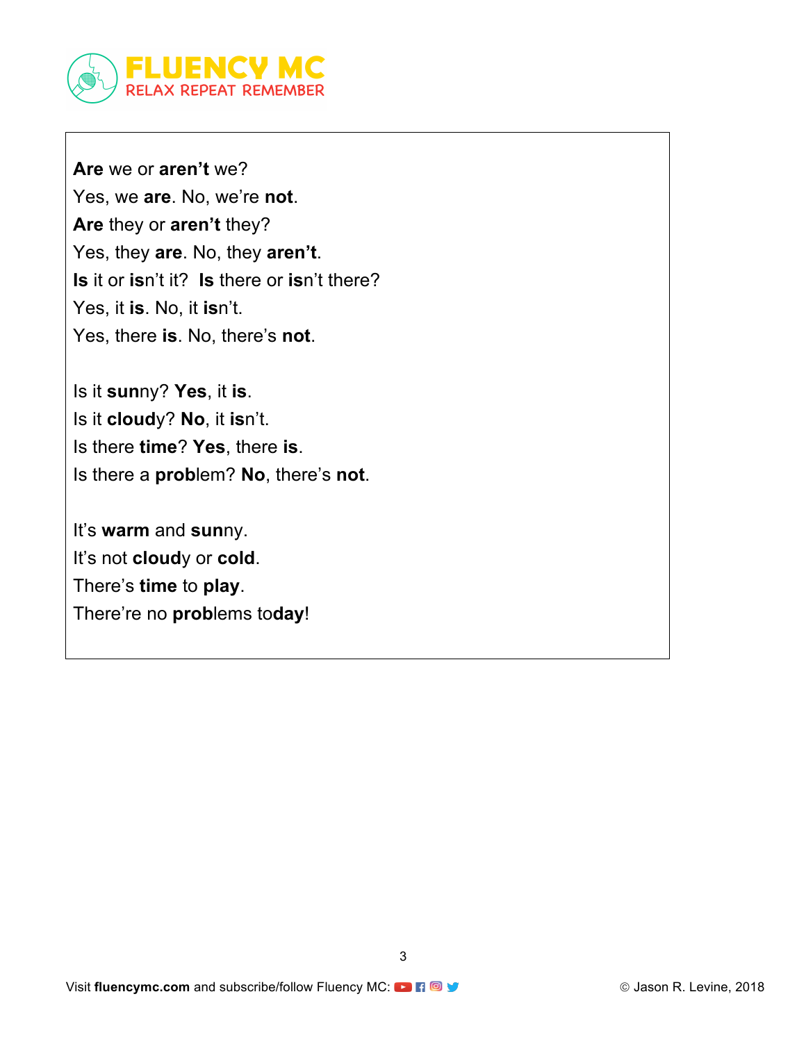**Are** we or **aren't** we?
Yes, we **are**. No, we're **not**.
**Are** they or **aren't** they?
Yes, they **are**. No, they **aren't**.
**Is** it or **is**n't it? **Is** there or **is**n't there?
Yes, it **is**. No, it **is**n't.
Yes, there **is**. No, there's **not**.

Is it **sun**ny? **Yes**, it **is**.
Is it **cloud**y? **No**, it **is**n't.
Is there **time**? **Yes**, there **is**.
Is there a **prob**lem? **No**, there's **not**.

It's **warm** and **sun**ny.
It's not **cloud**y or **cold**.
There's **time** to **play**.
There're no **prob**lems to**day**!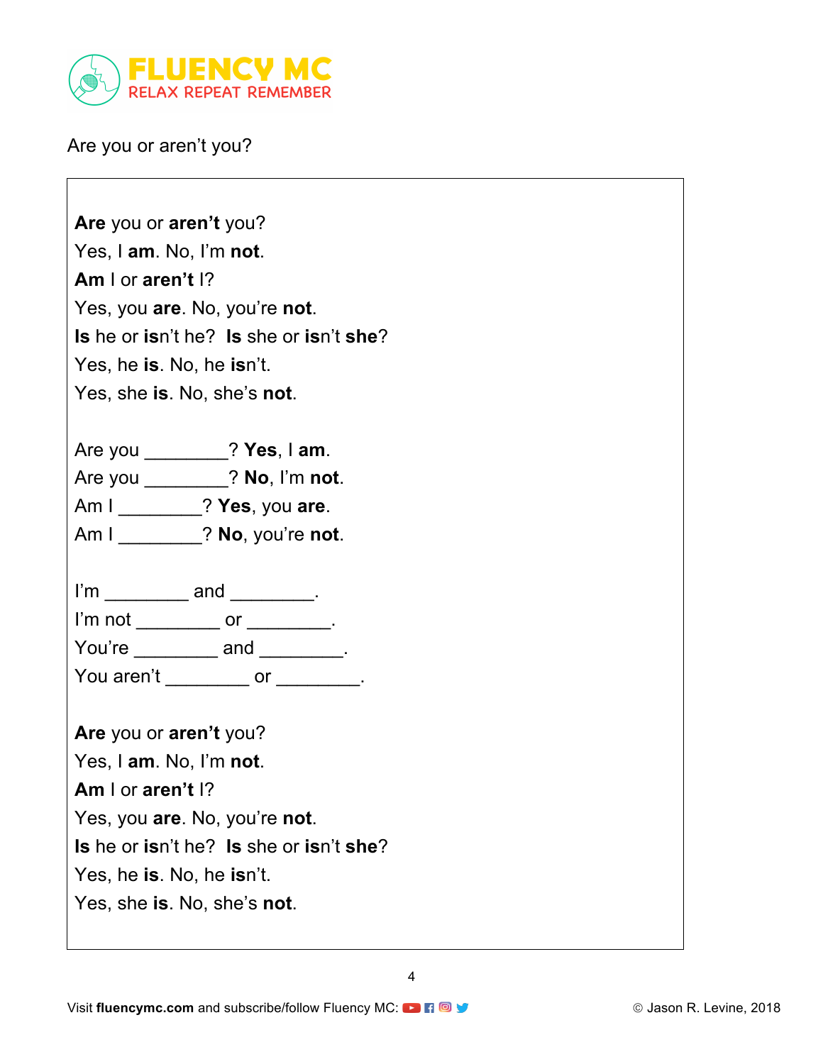Are you or aren't you?

**Are** you or **aren't** you?
Yes, I **am**. No, I'm **not**.
**Am** I or **aren't** I?
Yes, you **are**. No, you're **not**.
**Is** he or **is**n't he? **Is** she or **is**n't **she**?
Yes, he **is**. No, he **is**n't.
Yes, she **is**. No, she's **not**.

Are you ________? **Yes**, I **am**.
Are you ________? **No**, I'm **not**.
Am I ________? **Yes**, you **are**.
Am I ________? **No**, you're **not**.

I'm ________ and ________.
I'm not ________ or ________.
You're ________ and ________.
You aren't ________ or ________.

**Are** you or **aren't** you?
Yes, I **am**. No, I'm **not**.
**Am** I or **aren't** I?
Yes, you **are**. No, you're **not**.
**Is** he or **is**n't he? **Is** she or **is**n't **she**?
Yes, he **is**. No, he **is**n't.
Yes, she **is**. No, she's **not**.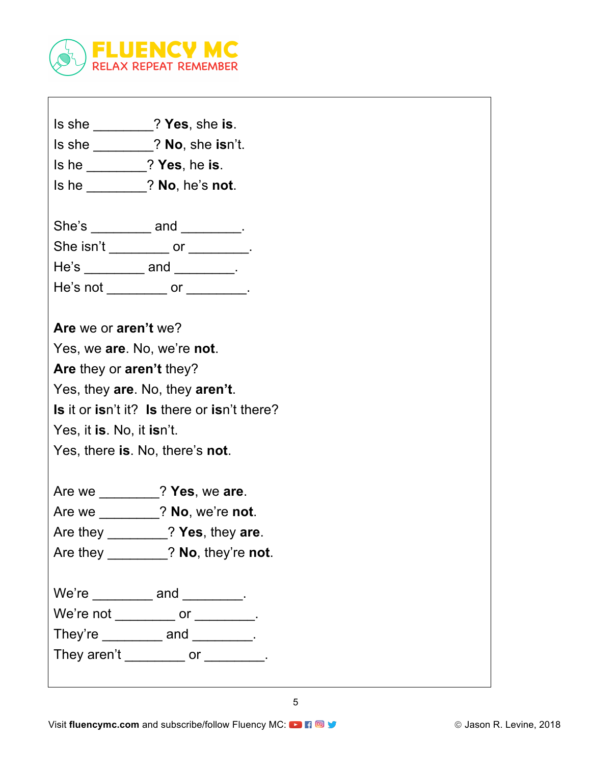Is she ________? **Yes**, she **is**.
Is she ________? **No**, she **is**n't.
Is he ________? **Yes**, he **is**.
Is he ________? **No**, he's **not**.

She's ________ and ________.
She isn't ________ or ________.
He's ________ and ________.
He's not ________ or ________.

**Are** we or **aren't** we?
Yes, we **are**. No, we're **not**.
**Are** they or **aren't** they?
Yes, they **are**. No, they **aren't**.
**Is** it or **is**n't it? **Is** there or **is**n't there?
Yes, it **is**. No, it **is**n't.
Yes, there **is**. No, there's **not**.

Are we ________? **Yes**, we **are**.
Are we ________? **No**, we're **not**.
Are they ________? **Yes**, they **are**.
Are they ________? **No**, they're **not**.

We're ________ and ________.
We're not ________ or ________.
They're ________ and ________.
They aren't ________ or ________.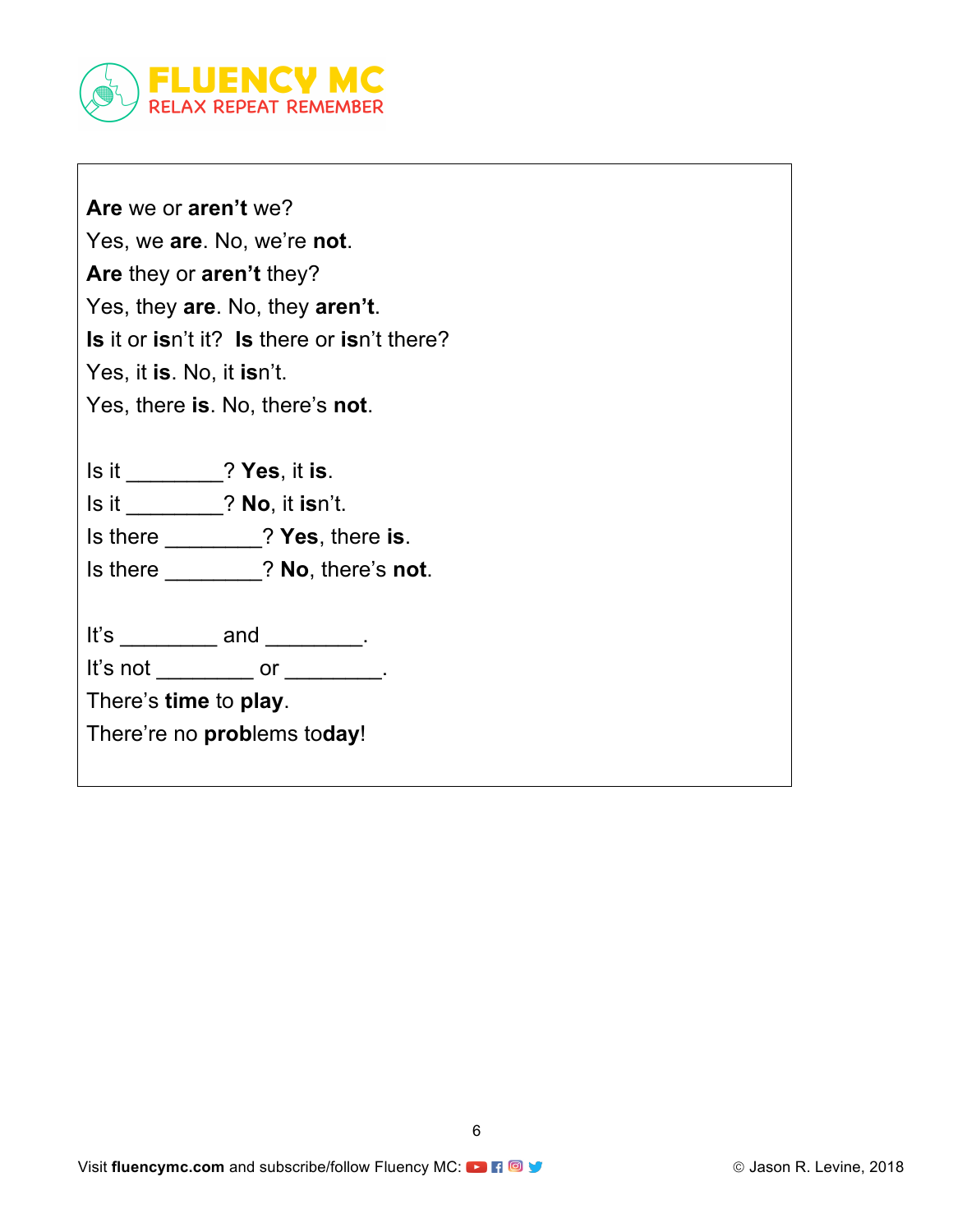**Are** we or **aren't** we?
Yes, we **are**. No, we're **not**.
**Are** they or **aren't** they?
Yes, they **are**. No, they **aren't**.
**Is** it or **is**n't it?  **Is** there or **is**n't there?
Yes, it **is**. No, it **is**n't.
Yes, there **is**. No, there's **not**.

Is it ________? **Yes**, it **is**.
Is it ________? **No**, it **is**n't.
Is there ________? **Yes**, there **is**.
Is there ________? **No**, there's **not**.

It's ________ and ________.
It's not ________ or ________.
There's **time** to **play**.
There're no **prob**lems to**day**!